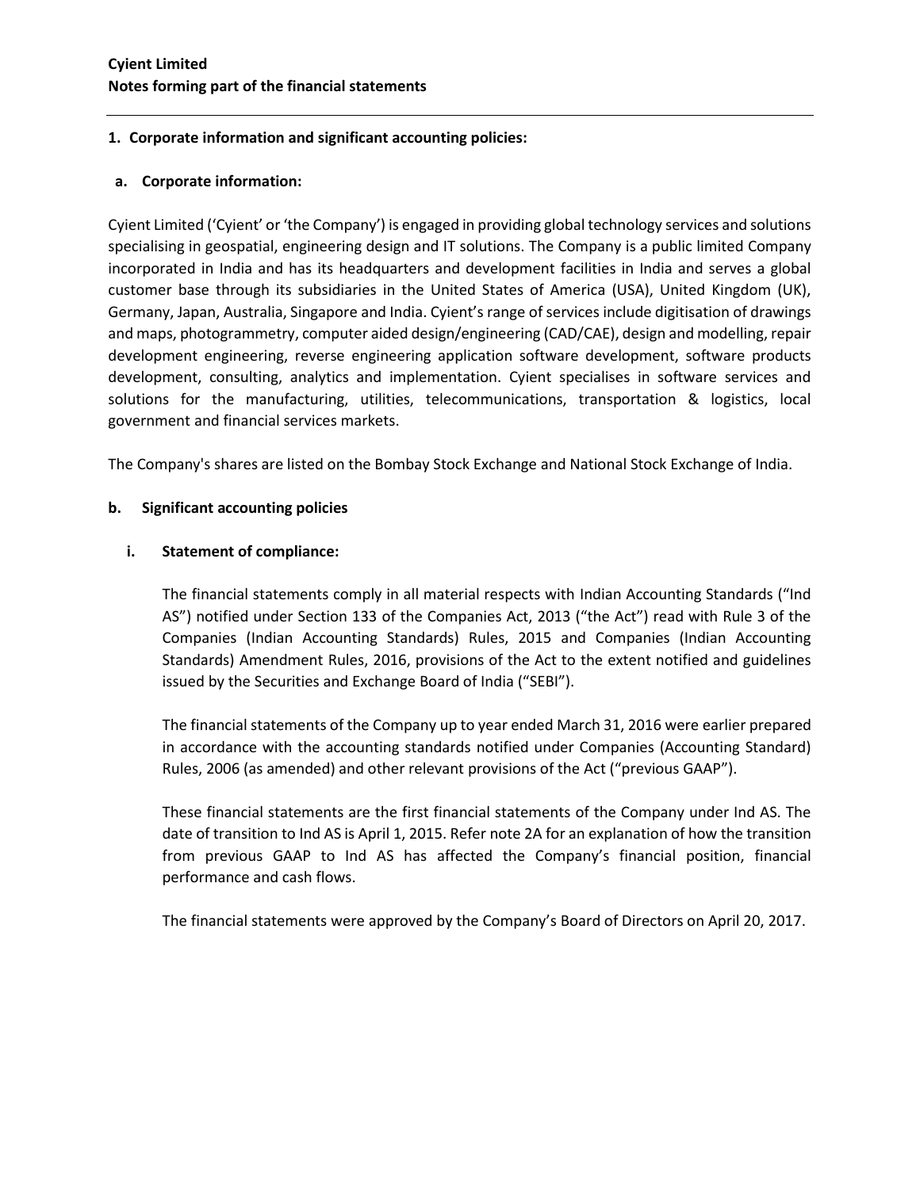**Cyient Limited**
**Notes forming part of the financial statements**

## 1. Corporate information and significant accounting policies:

### a. Corporate information:

Cyient Limited ('Cyient' or 'the Company') is engaged in providing global technology services and solutions specialising in geospatial, engineering design and IT solutions. The Company is a public limited Company incorporated in India and has its headquarters and development facilities in India and serves a global customer base through its subsidiaries in the United States of America (USA), United Kingdom (UK), Germany, Japan, Australia, Singapore and India. Cyient's range of services include digitisation of drawings and maps, photogrammetry, computer aided design/engineering (CAD/CAE), design and modelling, repair development engineering, reverse engineering application software development, software products development, consulting, analytics and implementation. Cyient specialises in software services and solutions for the manufacturing, utilities, telecommunications, transportation & logistics, local government and financial services markets.

The Company's shares are listed on the Bombay Stock Exchange and National Stock Exchange of India.

### b. Significant accounting policies

#### i. Statement of compliance:

The financial statements comply in all material respects with Indian Accounting Standards ("Ind AS") notified under Section 133 of the Companies Act, 2013 ("the Act") read with Rule 3 of the Companies (Indian Accounting Standards) Rules, 2015 and Companies (Indian Accounting Standards) Amendment Rules, 2016, provisions of the Act to the extent notified and guidelines issued by the Securities and Exchange Board of India ("SEBI").

The financial statements of the Company up to year ended March 31, 2016 were earlier prepared in accordance with the accounting standards notified under Companies (Accounting Standard) Rules, 2006 (as amended) and other relevant provisions of the Act ("previous GAAP").

These financial statements are the first financial statements of the Company under Ind AS. The date of transition to Ind AS is April 1, 2015. Refer note 2A for an explanation of how the transition from previous GAAP to Ind AS has affected the Company's financial position, financial performance and cash flows.

The financial statements were approved by the Company's Board of Directors on April 20, 2017.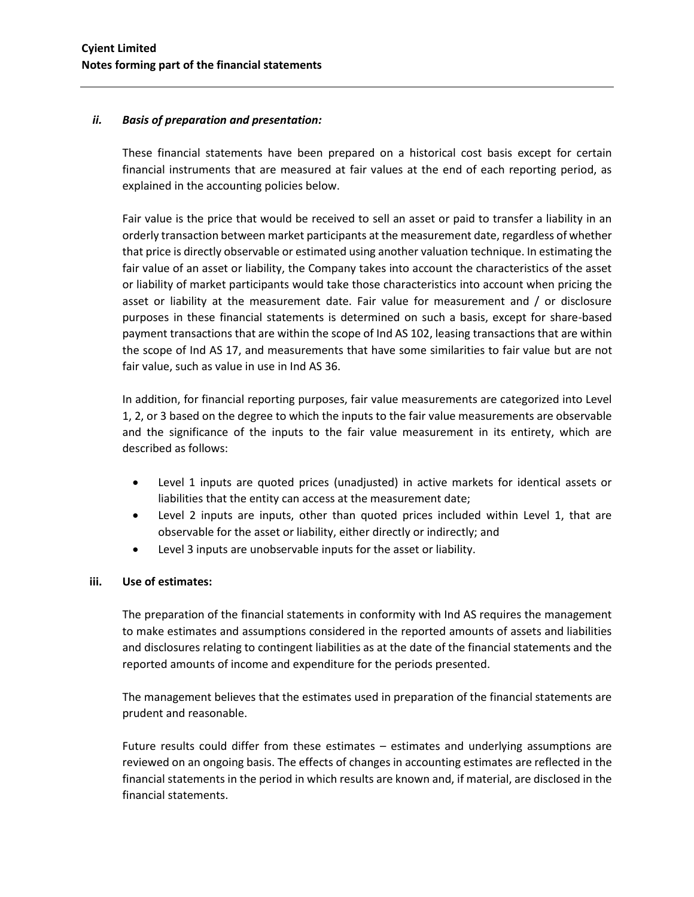### *ii. Basis of preparation and presentation:*

These financial statements have been prepared on a historical cost basis except for certain financial instruments that are measured at fair values at the end of each reporting period, as explained in the accounting policies below.

Fair value is the price that would be received to sell an asset or paid to transfer a liability in an orderly transaction between market participants at the measurement date, regardless of whether that price is directly observable or estimated using another valuation technique. In estimating the fair value of an asset or liability, the Company takes into account the characteristics of the asset or liability of market participants would take those characteristics into account when pricing the asset or liability at the measurement date. Fair value for measurement and / or disclosure purposes in these financial statements is determined on such a basis, except for share-based payment transactions that are within the scope of Ind AS 102, leasing transactions that are within the scope of Ind AS 17, and measurements that have some similarities to fair value but are not fair value, such as value in use in Ind AS 36.

In addition, for financial reporting purposes, fair value measurements are categorized into Level 1, 2, or 3 based on the degree to which the inputs to the fair value measurements are observable and the significance of the inputs to the fair value measurement in its entirety, which are described as follows:

- Level 1 inputs are quoted prices (unadjusted) in active markets for identical assets or liabilities that the entity can access at the measurement date;
- Level 2 inputs are inputs, other than quoted prices included within Level 1, that are observable for the asset or liability, either directly or indirectly; and
- Level 3 inputs are unobservable inputs for the asset or liability.

### iii. Use of estimates:

The preparation of the financial statements in conformity with Ind AS requires the management to make estimates and assumptions considered in the reported amounts of assets and liabilities and disclosures relating to contingent liabilities as at the date of the financial statements and the reported amounts of income and expenditure for the periods presented.

The management believes that the estimates used in preparation of the financial statements are prudent and reasonable.

Future results could differ from these estimates – estimates and underlying assumptions are reviewed on an ongoing basis. The effects of changes in accounting estimates are reflected in the financial statements in the period in which results are known and, if material, are disclosed in the financial statements.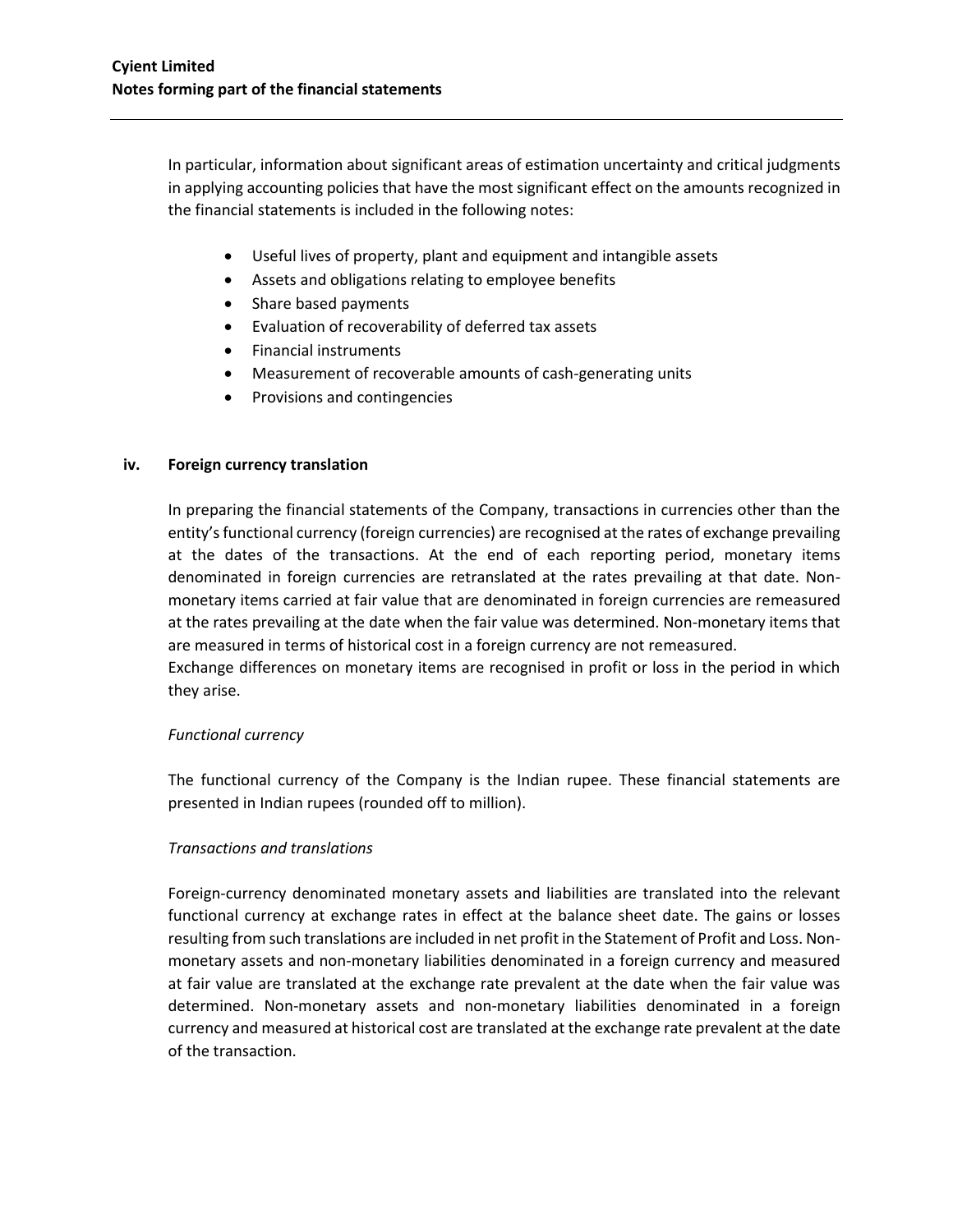In particular, information about significant areas of estimation uncertainty and critical judgments in applying accounting policies that have the most significant effect on the amounts recognized in the financial statements is included in the following notes:

- Useful lives of property, plant and equipment and intangible assets
- Assets and obligations relating to employee benefits
- Share based payments
- Evaluation of recoverability of deferred tax assets
- Financial instruments
- Measurement of recoverable amounts of cash-generating units
- Provisions and contingencies

### iv. Foreign currency translation

In preparing the financial statements of the Company, transactions in currencies other than the entity's functional currency (foreign currencies) are recognised at the rates of exchange prevailing at the dates of the transactions. At the end of each reporting period, monetary items denominated in foreign currencies are retranslated at the rates prevailing at that date. Non-monetary items carried at fair value that are denominated in foreign currencies are remeasured at the rates prevailing at the date when the fair value was determined. Non-monetary items that are measured in terms of historical cost in a foreign currency are not remeasured.
Exchange differences on monetary items are recognised in profit or loss in the period in which they arise.

*Functional currency*

The functional currency of the Company is the Indian rupee. These financial statements are presented in Indian rupees (rounded off to million).

*Transactions and translations*

Foreign-currency denominated monetary assets and liabilities are translated into the relevant functional currency at exchange rates in effect at the balance sheet date. The gains or losses resulting from such translations are included in net profit in the Statement of Profit and Loss. Non-monetary assets and non-monetary liabilities denominated in a foreign currency and measured at fair value are translated at the exchange rate prevalent at the date when the fair value was determined. Non-monetary assets and non-monetary liabilities denominated in a foreign currency and measured at historical cost are translated at the exchange rate prevalent at the date of the transaction.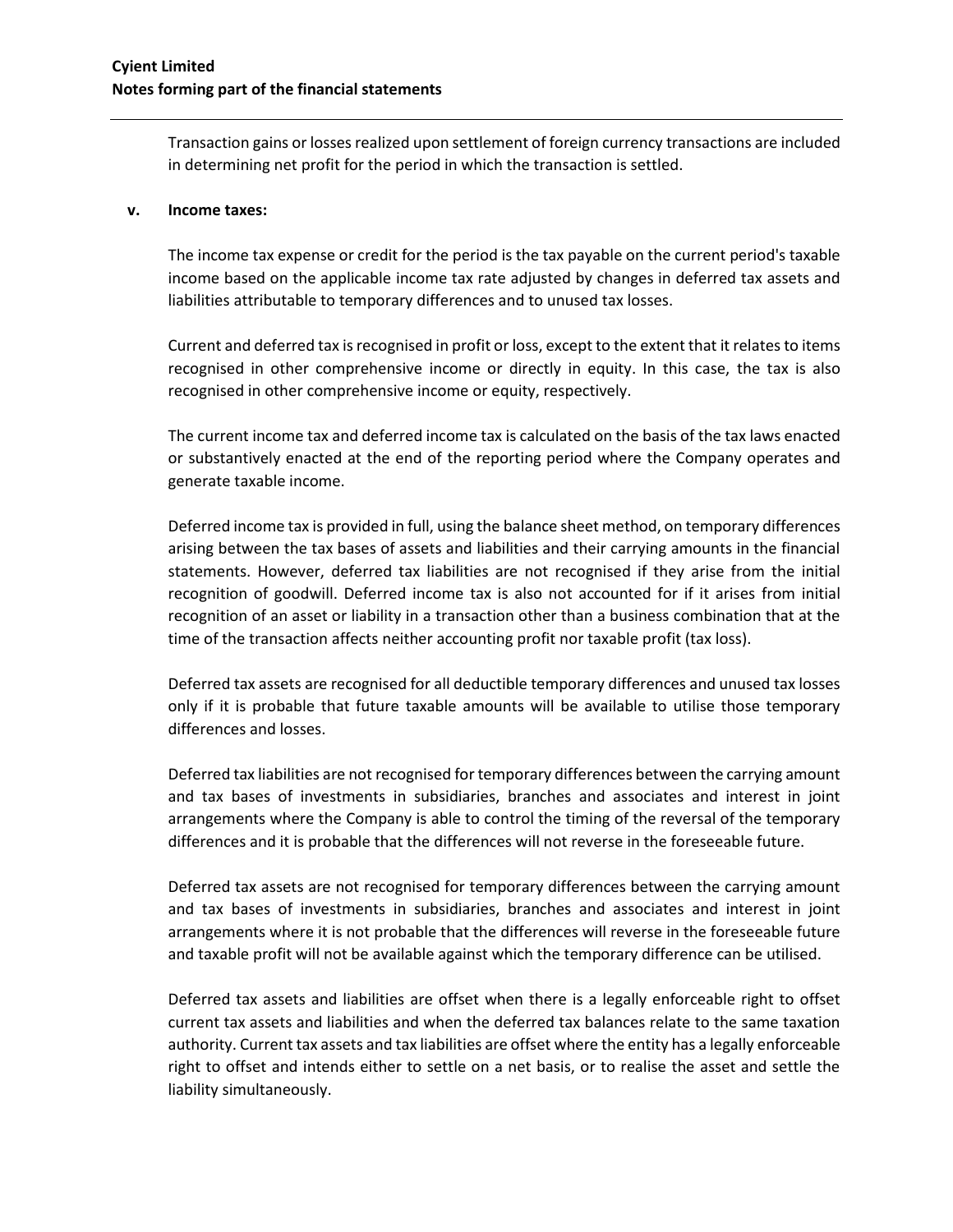Transaction gains or losses realized upon settlement of foreign currency transactions are included in determining net profit for the period in which the transaction is settled.

**v. Income taxes:**

The income tax expense or credit for the period is the tax payable on the current period's taxable income based on the applicable income tax rate adjusted by changes in deferred tax assets and liabilities attributable to temporary differences and to unused tax losses.

Current and deferred tax is recognised in profit or loss, except to the extent that it relates to items recognised in other comprehensive income or directly in equity. In this case, the tax is also recognised in other comprehensive income or equity, respectively.

The current income tax and deferred income tax is calculated on the basis of the tax laws enacted or substantively enacted at the end of the reporting period where the Company operates and generate taxable income.

Deferred income tax is provided in full, using the balance sheet method, on temporary differences arising between the tax bases of assets and liabilities and their carrying amounts in the financial statements. However, deferred tax liabilities are not recognised if they arise from the initial recognition of goodwill. Deferred income tax is also not accounted for if it arises from initial recognition of an asset or liability in a transaction other than a business combination that at the time of the transaction affects neither accounting profit nor taxable profit (tax loss).

Deferred tax assets are recognised for all deductible temporary differences and unused tax losses only if it is probable that future taxable amounts will be available to utilise those temporary differences and losses.

Deferred tax liabilities are not recognised for temporary differences between the carrying amount and tax bases of investments in subsidiaries, branches and associates and interest in joint arrangements where the Company is able to control the timing of the reversal of the temporary differences and it is probable that the differences will not reverse in the foreseeable future.

Deferred tax assets are not recognised for temporary differences between the carrying amount and tax bases of investments in subsidiaries, branches and associates and interest in joint arrangements where it is not probable that the differences will reverse in the foreseeable future and taxable profit will not be available against which the temporary difference can be utilised.

Deferred tax assets and liabilities are offset when there is a legally enforceable right to offset current tax assets and liabilities and when the deferred tax balances relate to the same taxation authority. Current tax assets and tax liabilities are offset where the entity has a legally enforceable right to offset and intends either to settle on a net basis, or to realise the asset and settle the liability simultaneously.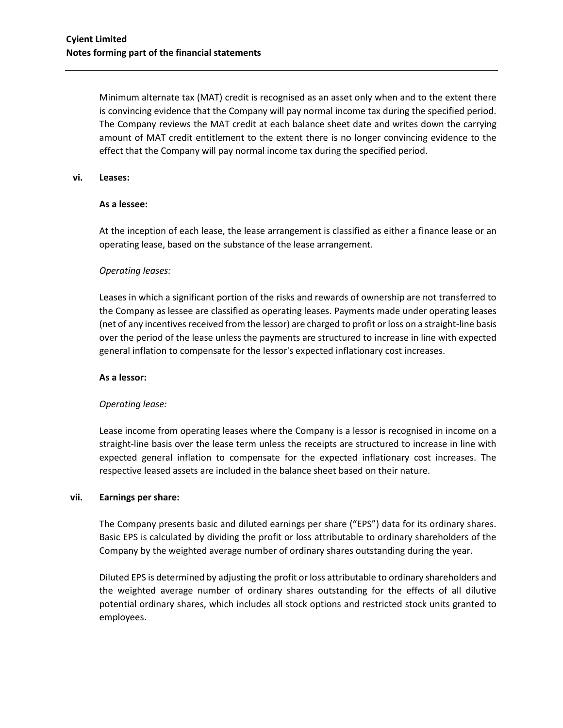Minimum alternate tax (MAT) credit is recognised as an asset only when and to the extent there is convincing evidence that the Company will pay normal income tax during the specified period. The Company reviews the MAT credit at each balance sheet date and writes down the carrying amount of MAT credit entitlement to the extent there is no longer convincing evidence to the effect that the Company will pay normal income tax during the specified period.

### vi. Leases:

**As a lessee:**

At the inception of each lease, the lease arrangement is classified as either a finance lease or an operating lease, based on the substance of the lease arrangement.

*Operating leases:*

Leases in which a significant portion of the risks and rewards of ownership are not transferred to the Company as lessee are classified as operating leases. Payments made under operating leases (net of any incentives received from the lessor) are charged to profit or loss on a straight-line basis over the period of the lease unless the payments are structured to increase in line with expected general inflation to compensate for the lessor's expected inflationary cost increases.

**As a lessor:**

*Operating lease:*

Lease income from operating leases where the Company is a lessor is recognised in income on a straight-line basis over the lease term unless the receipts are structured to increase in line with expected general inflation to compensate for the expected inflationary cost increases. The respective leased assets are included in the balance sheet based on their nature.

### vii. Earnings per share:

The Company presents basic and diluted earnings per share ("EPS") data for its ordinary shares. Basic EPS is calculated by dividing the profit or loss attributable to ordinary shareholders of the Company by the weighted average number of ordinary shares outstanding during the year.

Diluted EPS is determined by adjusting the profit or loss attributable to ordinary shareholders and the weighted average number of ordinary shares outstanding for the effects of all dilutive potential ordinary shares, which includes all stock options and restricted stock units granted to employees.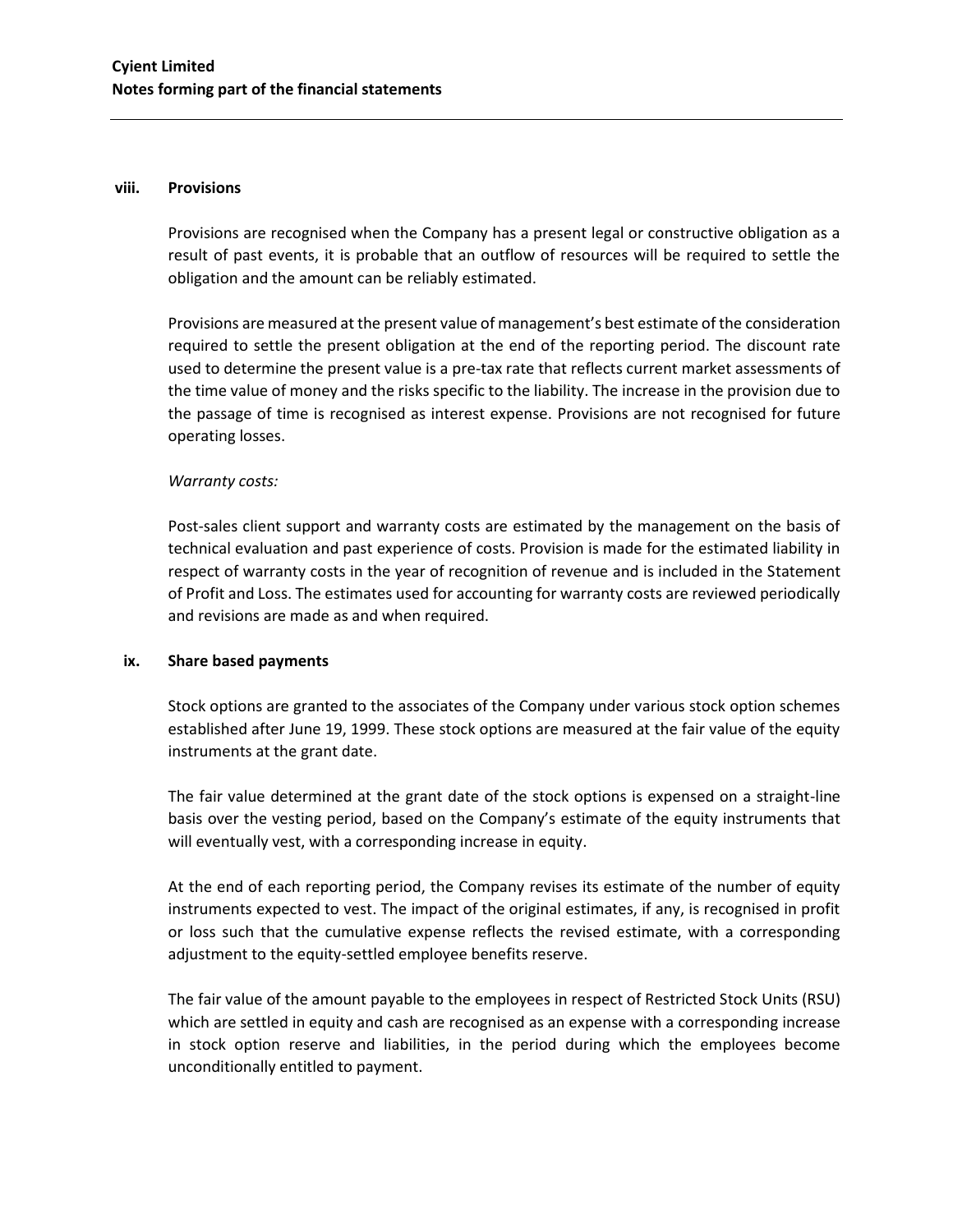### viii. Provisions

Provisions are recognised when the Company has a present legal or constructive obligation as a result of past events, it is probable that an outflow of resources will be required to settle the obligation and the amount can be reliably estimated.

Provisions are measured at the present value of management's best estimate of the consideration required to settle the present obligation at the end of the reporting period. The discount rate used to determine the present value is a pre-tax rate that reflects current market assessments of the time value of money and the risks specific to the liability. The increase in the provision due to the passage of time is recognised as interest expense. Provisions are not recognised for future operating losses.

*Warranty costs:*

Post-sales client support and warranty costs are estimated by the management on the basis of technical evaluation and past experience of costs. Provision is made for the estimated liability in respect of warranty costs in the year of recognition of revenue and is included in the Statement of Profit and Loss. The estimates used for accounting for warranty costs are reviewed periodically and revisions are made as and when required.

### ix. Share based payments

Stock options are granted to the associates of the Company under various stock option schemes established after June 19, 1999. These stock options are measured at the fair value of the equity instruments at the grant date.

The fair value determined at the grant date of the stock options is expensed on a straight-line basis over the vesting period, based on the Company's estimate of the equity instruments that will eventually vest, with a corresponding increase in equity.

At the end of each reporting period, the Company revises its estimate of the number of equity instruments expected to vest. The impact of the original estimates, if any, is recognised in profit or loss such that the cumulative expense reflects the revised estimate, with a corresponding adjustment to the equity-settled employee benefits reserve.

The fair value of the amount payable to the employees in respect of Restricted Stock Units (RSU) which are settled in equity and cash are recognised as an expense with a corresponding increase in stock option reserve and liabilities, in the period during which the employees become unconditionally entitled to payment.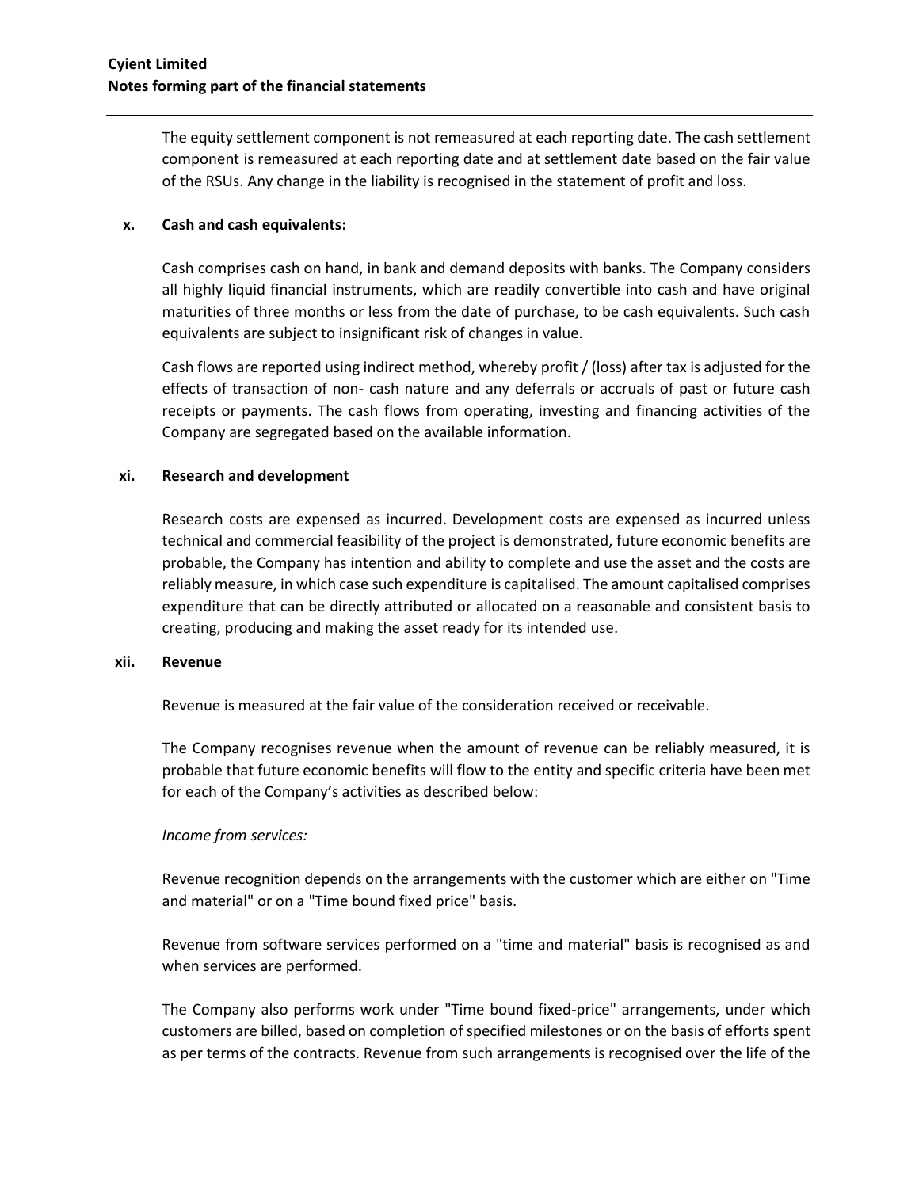The equity settlement component is not remeasured at each reporting date. The cash settlement component is remeasured at each reporting date and at settlement date based on the fair value of the RSUs. Any change in the liability is recognised in the statement of profit and loss.

### x. Cash and cash equivalents:

Cash comprises cash on hand, in bank and demand deposits with banks. The Company considers all highly liquid financial instruments, which are readily convertible into cash and have original maturities of three months or less from the date of purchase, to be cash equivalents. Such cash equivalents are subject to insignificant risk of changes in value.

Cash flows are reported using indirect method, whereby profit / (loss) after tax is adjusted for the effects of transaction of non- cash nature and any deferrals or accruals of past or future cash receipts or payments. The cash flows from operating, investing and financing activities of the Company are segregated based on the available information.

### xi. Research and development

Research costs are expensed as incurred. Development costs are expensed as incurred unless technical and commercial feasibility of the project is demonstrated, future economic benefits are probable, the Company has intention and ability to complete and use the asset and the costs are reliably measure, in which case such expenditure is capitalised. The amount capitalised comprises expenditure that can be directly attributed or allocated on a reasonable and consistent basis to creating, producing and making the asset ready for its intended use.

### xii. Revenue

Revenue is measured at the fair value of the consideration received or receivable.

The Company recognises revenue when the amount of revenue can be reliably measured, it is probable that future economic benefits will flow to the entity and specific criteria have been met for each of the Company's activities as described below:

*Income from services:*

Revenue recognition depends on the arrangements with the customer which are either on "Time and material" or on a "Time bound fixed price" basis.

Revenue from software services performed on a "time and material" basis is recognised as and when services are performed.

The Company also performs work under "Time bound fixed-price" arrangements, under which customers are billed, based on completion of specified milestones or on the basis of efforts spent as per terms of the contracts. Revenue from such arrangements is recognised over the life of the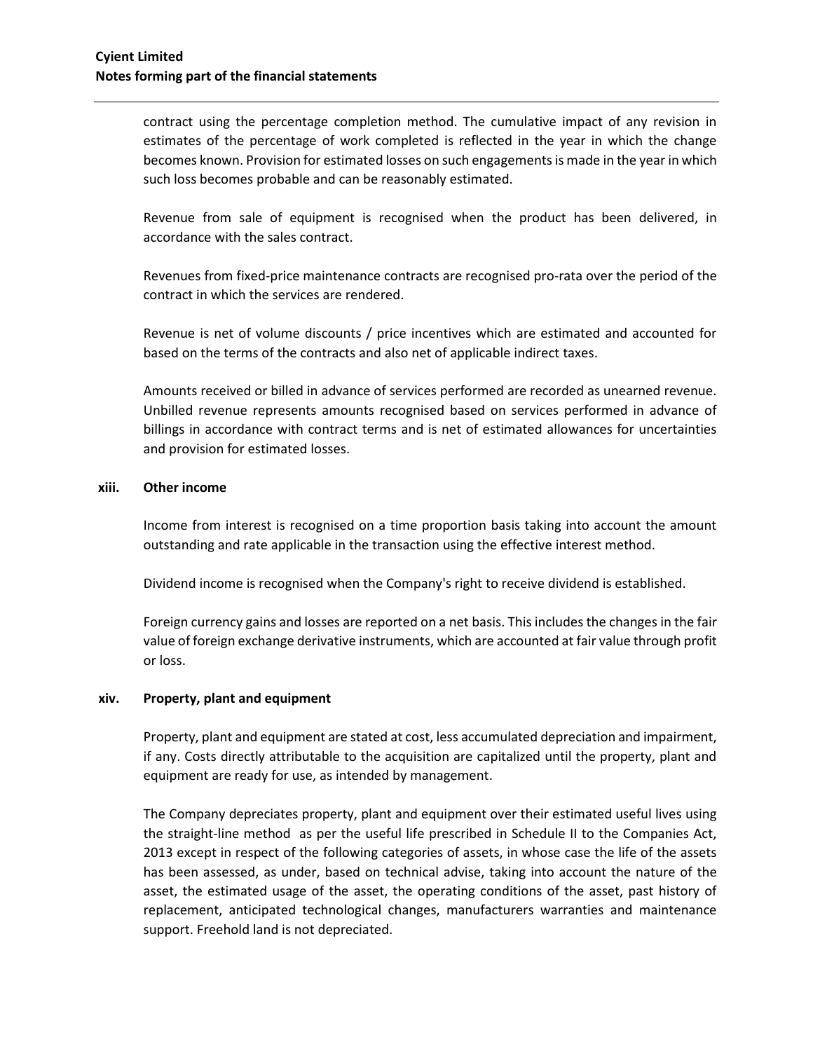contract using the percentage completion method. The cumulative impact of any revision in estimates of the percentage of work completed is reflected in the year in which the change becomes known. Provision for estimated losses on such engagements is made in the year in which such loss becomes probable and can be reasonably estimated.

Revenue from sale of equipment is recognised when the product has been delivered, in accordance with the sales contract.

Revenues from fixed-price maintenance contracts are recognised pro-rata over the period of the contract in which the services are rendered.

Revenue is net of volume discounts / price incentives which are estimated and accounted for based on the terms of the contracts and also net of applicable indirect taxes.

Amounts received or billed in advance of services performed are recorded as unearned revenue. Unbilled revenue represents amounts recognised based on services performed in advance of billings in accordance with contract terms and is net of estimated allowances for uncertainties and provision for estimated losses.

**xiii. Other income**

Income from interest is recognised on a time proportion basis taking into account the amount outstanding and rate applicable in the transaction using the effective interest method.

Dividend income is recognised when the Company's right to receive dividend is established.

Foreign currency gains and losses are reported on a net basis. This includes the changes in the fair value of foreign exchange derivative instruments, which are accounted at fair value through profit or loss.

**xiv. Property, plant and equipment**

Property, plant and equipment are stated at cost, less accumulated depreciation and impairment, if any. Costs directly attributable to the acquisition are capitalized until the property, plant and equipment are ready for use, as intended by management.

The Company depreciates property, plant and equipment over their estimated useful lives using the straight-line method as per the useful life prescribed in Schedule II to the Companies Act, 2013 except in respect of the following categories of assets, in whose case the life of the assets has been assessed, as under, based on technical advise, taking into account the nature of the asset, the estimated usage of the asset, the operating conditions of the asset, past history of replacement, anticipated technological changes, manufacturers warranties and maintenance support. Freehold land is not depreciated.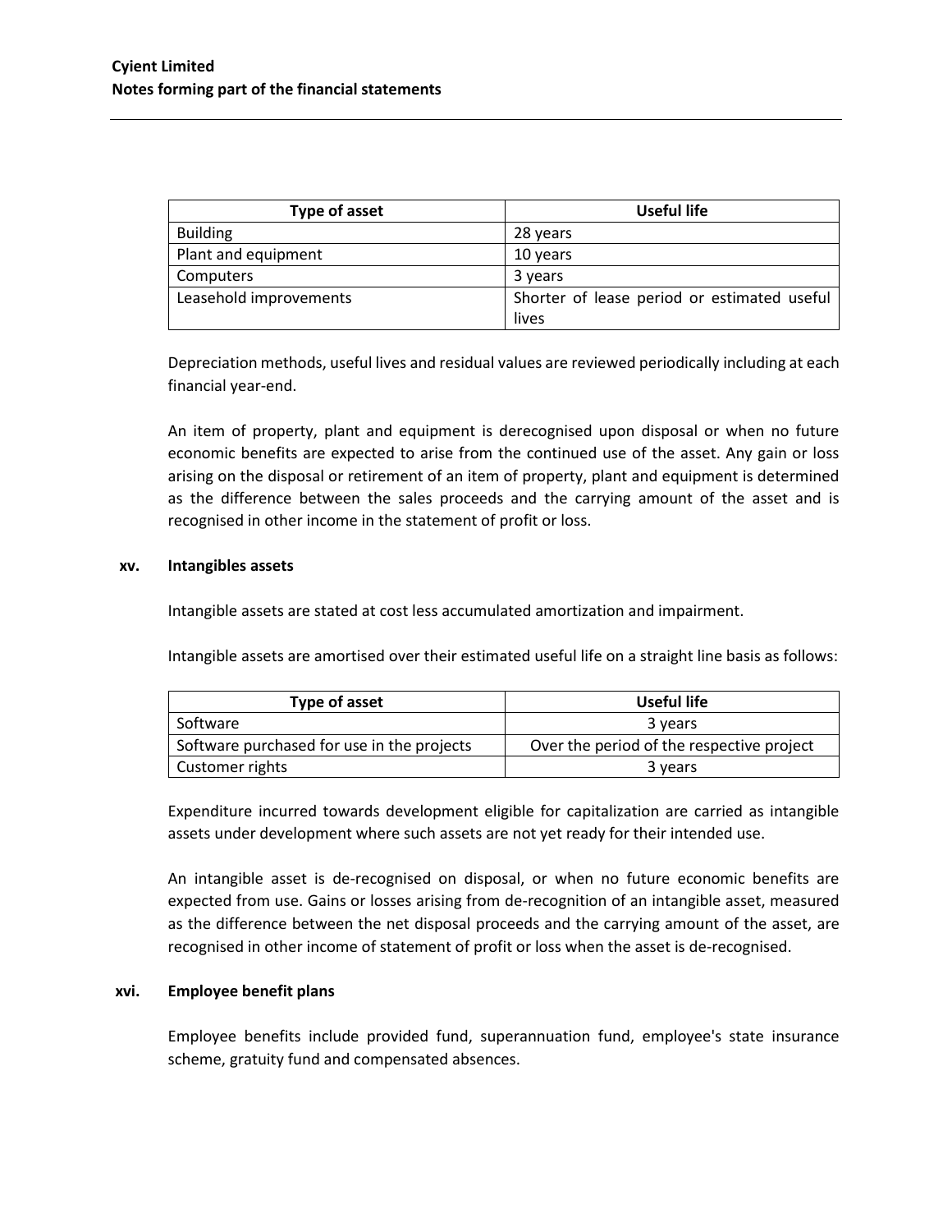| Type of asset | Useful life |
| --- | --- |
| Building | 28 years |
| Plant and equipment | 10 years |
| Computers | 3 years |
| Leasehold improvements | Shorter of lease period or estimated useful lives |

Depreciation methods, useful lives and residual values are reviewed periodically including at each financial year-end.

An item of property, plant and equipment is derecognised upon disposal or when no future economic benefits are expected to arise from the continued use of the asset. Any gain or loss arising on the disposal or retirement of an item of property, plant and equipment is determined as the difference between the sales proceeds and the carrying amount of the asset and is recognised in other income in the statement of profit or loss.

### xv. Intangibles assets

Intangible assets are stated at cost less accumulated amortization and impairment.

Intangible assets are amortised over their estimated useful life on a straight line basis as follows:

| Type of asset | Useful life |
| --- | --- |
| Software | 3 years |
| Software purchased for use in the projects | Over the period of the respective project |
| Customer rights | 3 years |

Expenditure incurred towards development eligible for capitalization are carried as intangible assets under development where such assets are not yet ready for their intended use.

An intangible asset is de-recognised on disposal, or when no future economic benefits are expected from use. Gains or losses arising from de-recognition of an intangible asset, measured as the difference between the net disposal proceeds and the carrying amount of the asset, are recognised in other income of statement of profit or loss when the asset is de-recognised.

### xvi. Employee benefit plans

Employee benefits include provided fund, superannuation fund, employee's state insurance scheme, gratuity fund and compensated absences.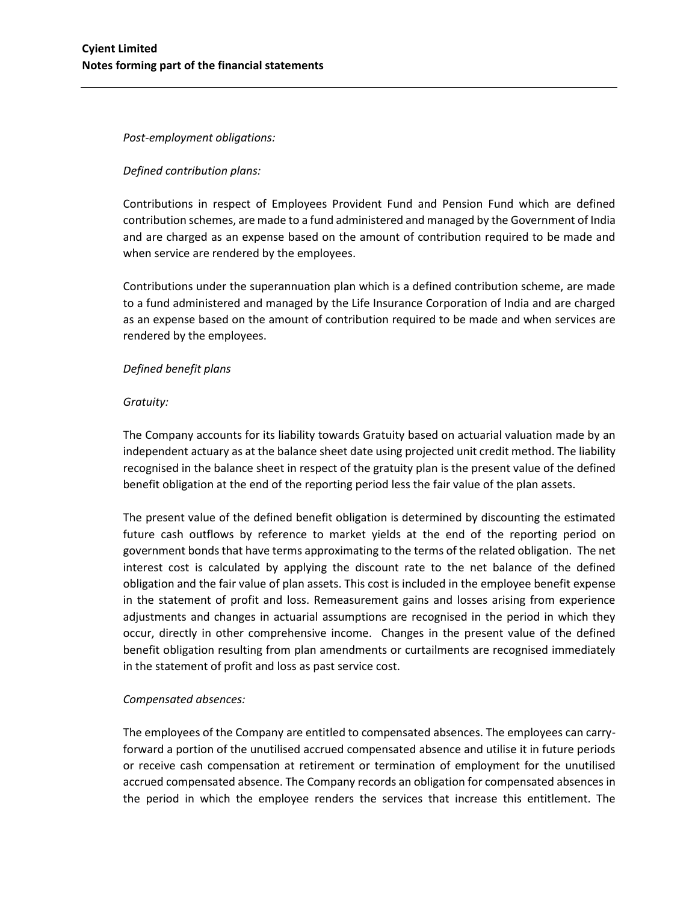*Post-employment obligations:*

*Defined contribution plans:*

Contributions in respect of Employees Provident Fund and Pension Fund which are defined contribution schemes, are made to a fund administered and managed by the Government of India and are charged as an expense based on the amount of contribution required to be made and when service are rendered by the employees.

Contributions under the superannuation plan which is a defined contribution scheme, are made to a fund administered and managed by the Life Insurance Corporation of India and are charged as an expense based on the amount of contribution required to be made and when services are rendered by the employees.

*Defined benefit plans*

*Gratuity:*

The Company accounts for its liability towards Gratuity based on actuarial valuation made by an independent actuary as at the balance sheet date using projected unit credit method. The liability recognised in the balance sheet in respect of the gratuity plan is the present value of the defined benefit obligation at the end of the reporting period less the fair value of the plan assets.

The present value of the defined benefit obligation is determined by discounting the estimated future cash outflows by reference to market yields at the end of the reporting period on government bonds that have terms approximating to the terms of the related obligation. The net interest cost is calculated by applying the discount rate to the net balance of the defined obligation and the fair value of plan assets. This cost is included in the employee benefit expense in the statement of profit and loss. Remeasurement gains and losses arising from experience adjustments and changes in actuarial assumptions are recognised in the period in which they occur, directly in other comprehensive income. Changes in the present value of the defined benefit obligation resulting from plan amendments or curtailments are recognised immediately in the statement of profit and loss as past service cost.

*Compensated absences:*

The employees of the Company are entitled to compensated absences. The employees can carry-forward a portion of the unutilised accrued compensated absence and utilise it in future periods or receive cash compensation at retirement or termination of employment for the unutilised accrued compensated absence. The Company records an obligation for compensated absences in the period in which the employee renders the services that increase this entitlement. The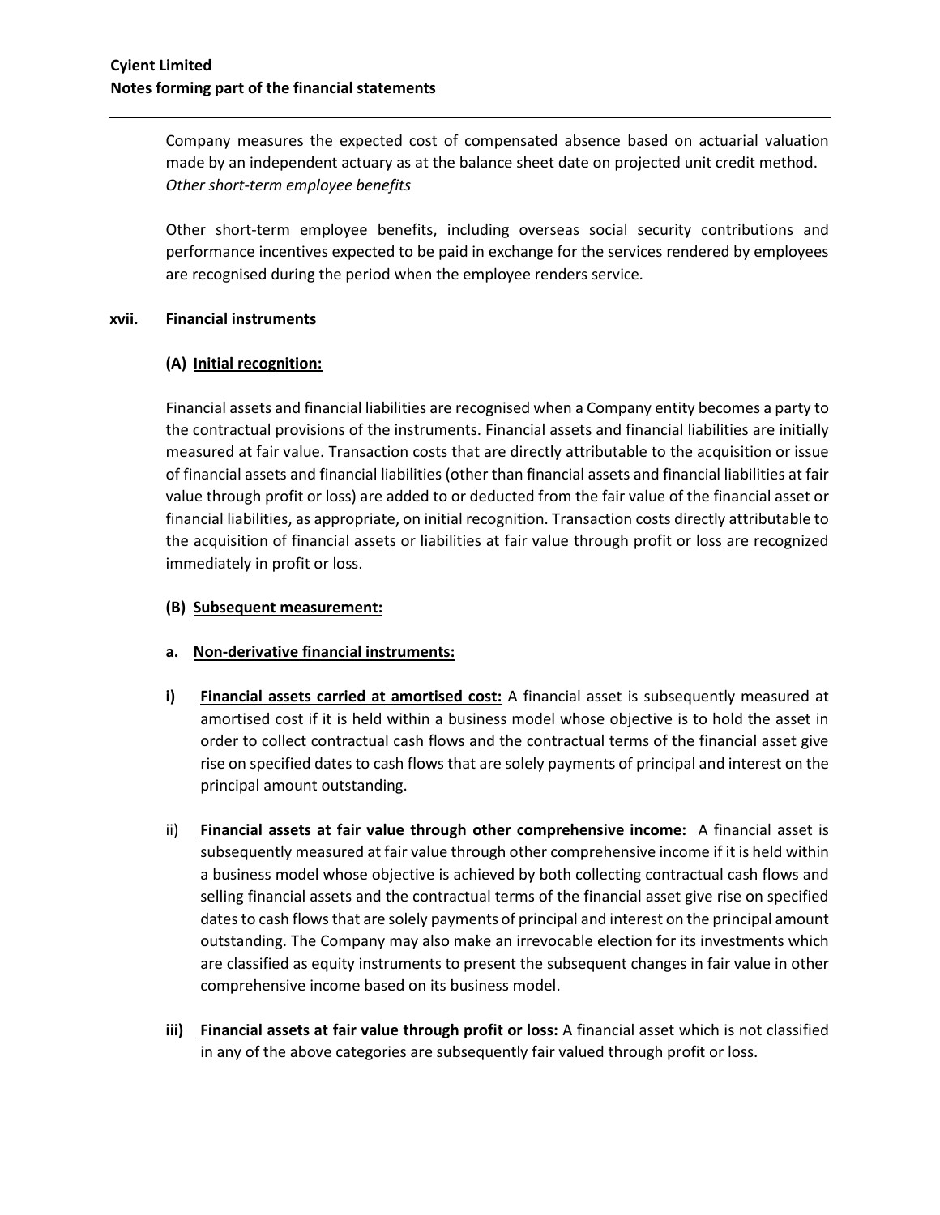Company measures the expected cost of compensated absence based on actuarial valuation made by an independent actuary as at the balance sheet date on projected unit credit method.
*Other short-term employee benefits*

Other short-term employee benefits, including overseas social security contributions and performance incentives expected to be paid in exchange for the services rendered by employees are recognised during the period when the employee renders service.

**xvii. Financial instruments**

**(A) <u>Initial recognition:</u>**

Financial assets and financial liabilities are recognised when a Company entity becomes a party to the contractual provisions of the instruments. Financial assets and financial liabilities are initially measured at fair value. Transaction costs that are directly attributable to the acquisition or issue of financial assets and financial liabilities (other than financial assets and financial liabilities at fair value through profit or loss) are added to or deducted from the fair value of the financial asset or financial liabilities, as appropriate, on initial recognition. Transaction costs directly attributable to the acquisition of financial assets or liabilities at fair value through profit or loss are recognized immediately in profit or loss.

**(B) <u>Subsequent measurement:</u>**

**a. <u>Non-derivative financial instruments:</u>**

**i)** **<u>Financial assets carried at amortised cost:</u>** A financial asset is subsequently measured at amortised cost if it is held within a business model whose objective is to hold the asset in order to collect contractual cash flows and the contractual terms of the financial asset give rise on specified dates to cash flows that are solely payments of principal and interest on the principal amount outstanding.

ii) **<u>Financial assets at fair value through other comprehensive income:</u>** A financial asset is subsequently measured at fair value through other comprehensive income if it is held within a business model whose objective is achieved by both collecting contractual cash flows and selling financial assets and the contractual terms of the financial asset give rise on specified dates to cash flows that are solely payments of principal and interest on the principal amount outstanding. The Company may also make an irrevocable election for its investments which are classified as equity instruments to present the subsequent changes in fair value in other comprehensive income based on its business model.

**iii)** **<u>Financial assets at fair value through profit or loss:</u>** A financial asset which is not classified in any of the above categories are subsequently fair valued through profit or loss.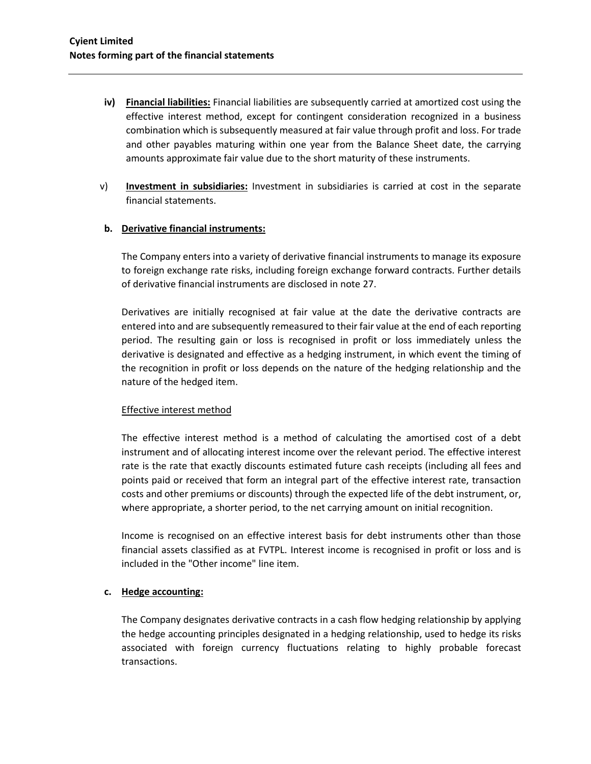iv) **Financial liabilities:** Financial liabilities are subsequently carried at amortized cost using the effective interest method, except for contingent consideration recognized in a business combination which is subsequently measured at fair value through profit and loss. For trade and other payables maturing within one year from the Balance Sheet date, the carrying amounts approximate fair value due to the short maturity of these instruments.

v) **Investment in subsidiaries:** Investment in subsidiaries is carried at cost in the separate financial statements.

**b. Derivative financial instruments:**

The Company enters into a variety of derivative financial instruments to manage its exposure to foreign exchange rate risks, including foreign exchange forward contracts. Further details of derivative financial instruments are disclosed in note 27.

Derivatives are initially recognised at fair value at the date the derivative contracts are entered into and are subsequently remeasured to their fair value at the end of each reporting period. The resulting gain or loss is recognised in profit or loss immediately unless the derivative is designated and effective as a hedging instrument, in which event the timing of the recognition in profit or loss depends on the nature of the hedging relationship and the nature of the hedged item.

Effective interest method

The effective interest method is a method of calculating the amortised cost of a debt instrument and of allocating interest income over the relevant period. The effective interest rate is the rate that exactly discounts estimated future cash receipts (including all fees and points paid or received that form an integral part of the effective interest rate, transaction costs and other premiums or discounts) through the expected life of the debt instrument, or, where appropriate, a shorter period, to the net carrying amount on initial recognition.

Income is recognised on an effective interest basis for debt instruments other than those financial assets classified as at FVTPL. Interest income is recognised in profit or loss and is included in the "Other income" line item.

**c. Hedge accounting:**

The Company designates derivative contracts in a cash flow hedging relationship by applying the hedge accounting principles designated in a hedging relationship, used to hedge its risks associated with foreign currency fluctuations relating to highly probable forecast transactions.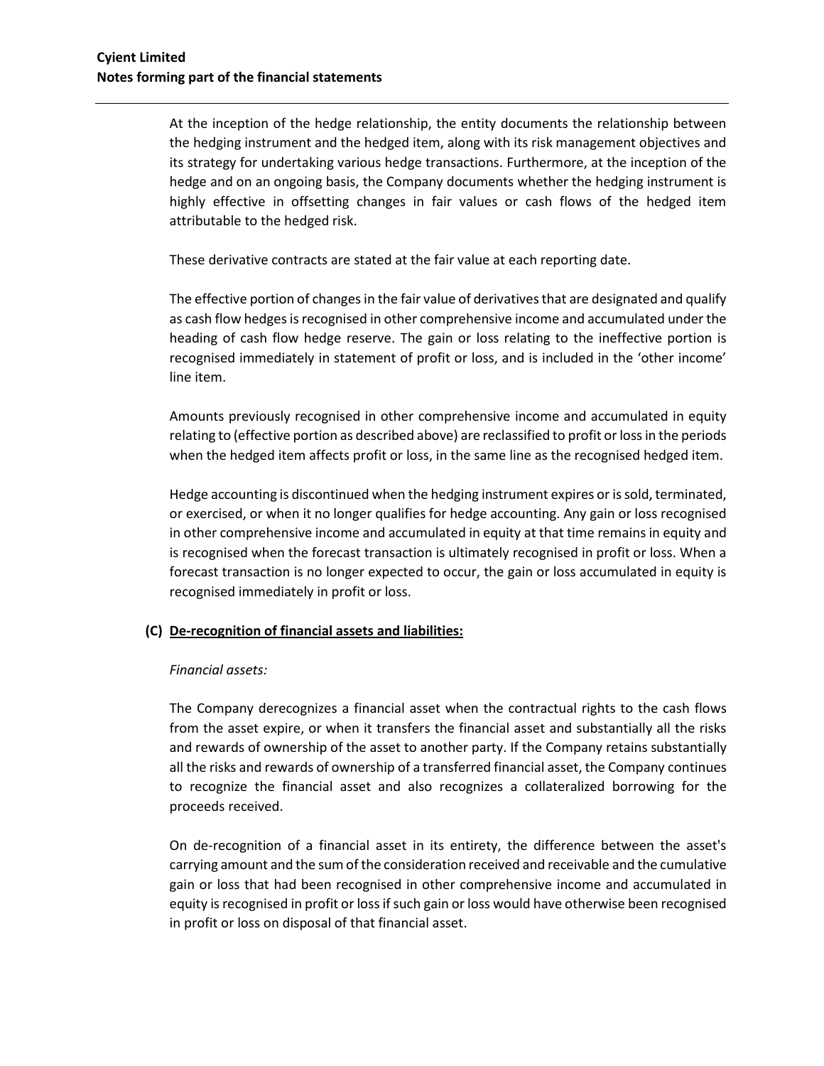At the inception of the hedge relationship, the entity documents the relationship between the hedging instrument and the hedged item, along with its risk management objectives and its strategy for undertaking various hedge transactions. Furthermore, at the inception of the hedge and on an ongoing basis, the Company documents whether the hedging instrument is highly effective in offsetting changes in fair values or cash flows of the hedged item attributable to the hedged risk.

These derivative contracts are stated at the fair value at each reporting date.

The effective portion of changes in the fair value of derivatives that are designated and qualify as cash flow hedges is recognised in other comprehensive income and accumulated under the heading of cash flow hedge reserve. The gain or loss relating to the ineffective portion is recognised immediately in statement of profit or loss, and is included in the 'other income' line item.

Amounts previously recognised in other comprehensive income and accumulated in equity relating to (effective portion as described above) are reclassified to profit or loss in the periods when the hedged item affects profit or loss, in the same line as the recognised hedged item.

Hedge accounting is discontinued when the hedging instrument expires or is sold, terminated, or exercised, or when it no longer qualifies for hedge accounting. Any gain or loss recognised in other comprehensive income and accumulated in equity at that time remains in equity and is recognised when the forecast transaction is ultimately recognised in profit or loss. When a forecast transaction is no longer expected to occur, the gain or loss accumulated in equity is recognised immediately in profit or loss.

**(C) <u>De-recognition of financial assets and liabilities:</u>**

*Financial assets:*

The Company derecognizes a financial asset when the contractual rights to the cash flows from the asset expire, or when it transfers the financial asset and substantially all the risks and rewards of ownership of the asset to another party. If the Company retains substantially all the risks and rewards of ownership of a transferred financial asset, the Company continues to recognize the financial asset and also recognizes a collateralized borrowing for the proceeds received.

On de-recognition of a financial asset in its entirety, the difference between the asset's carrying amount and the sum of the consideration received and receivable and the cumulative gain or loss that had been recognised in other comprehensive income and accumulated in equity is recognised in profit or loss if such gain or loss would have otherwise been recognised in profit or loss on disposal of that financial asset.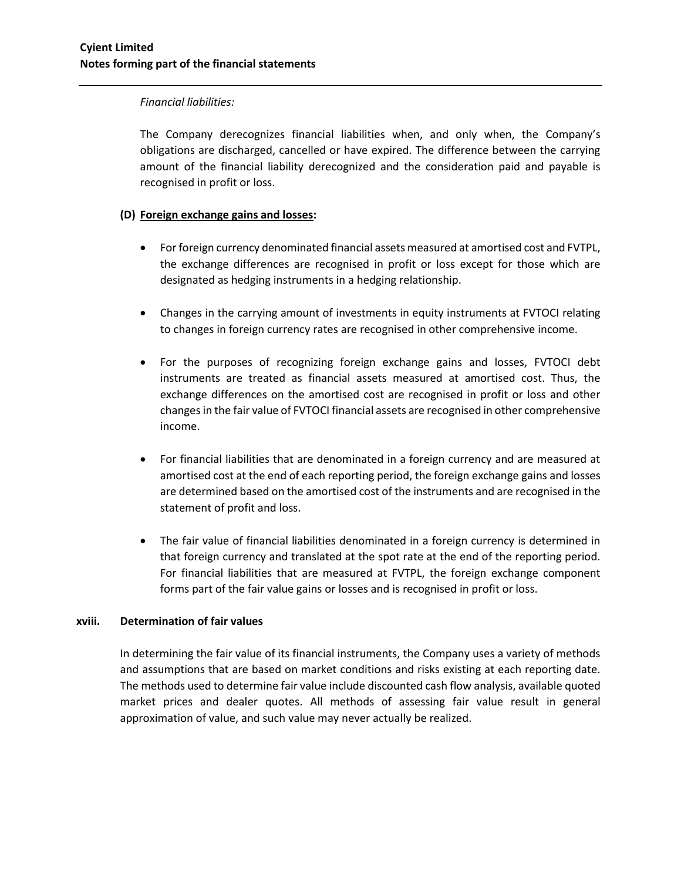*Financial liabilities:*

The Company derecognizes financial liabilities when, and only when, the Company's obligations are discharged, cancelled or have expired. The difference between the carrying amount of the financial liability derecognized and the consideration paid and payable is recognised in profit or loss.

**(D) Foreign exchange gains and losses:**

- For foreign currency denominated financial assets measured at amortised cost and FVTPL, the exchange differences are recognised in profit or loss except for those which are designated as hedging instruments in a hedging relationship.
- Changes in the carrying amount of investments in equity instruments at FVTOCI relating to changes in foreign currency rates are recognised in other comprehensive income.
- For the purposes of recognizing foreign exchange gains and losses, FVTOCI debt instruments are treated as financial assets measured at amortised cost. Thus, the exchange differences on the amortised cost are recognised in profit or loss and other changes in the fair value of FVTOCI financial assets are recognised in other comprehensive income.
- For financial liabilities that are denominated in a foreign currency and are measured at amortised cost at the end of each reporting period, the foreign exchange gains and losses are determined based on the amortised cost of the instruments and are recognised in the statement of profit and loss.
- The fair value of financial liabilities denominated in a foreign currency is determined in that foreign currency and translated at the spot rate at the end of the reporting period. For financial liabilities that are measured at FVTPL, the foreign exchange component forms part of the fair value gains or losses and is recognised in profit or loss.

**xviii. Determination of fair values**

In determining the fair value of its financial instruments, the Company uses a variety of methods and assumptions that are based on market conditions and risks existing at each reporting date. The methods used to determine fair value include discounted cash flow analysis, available quoted market prices and dealer quotes. All methods of assessing fair value result in general approximation of value, and such value may never actually be realized.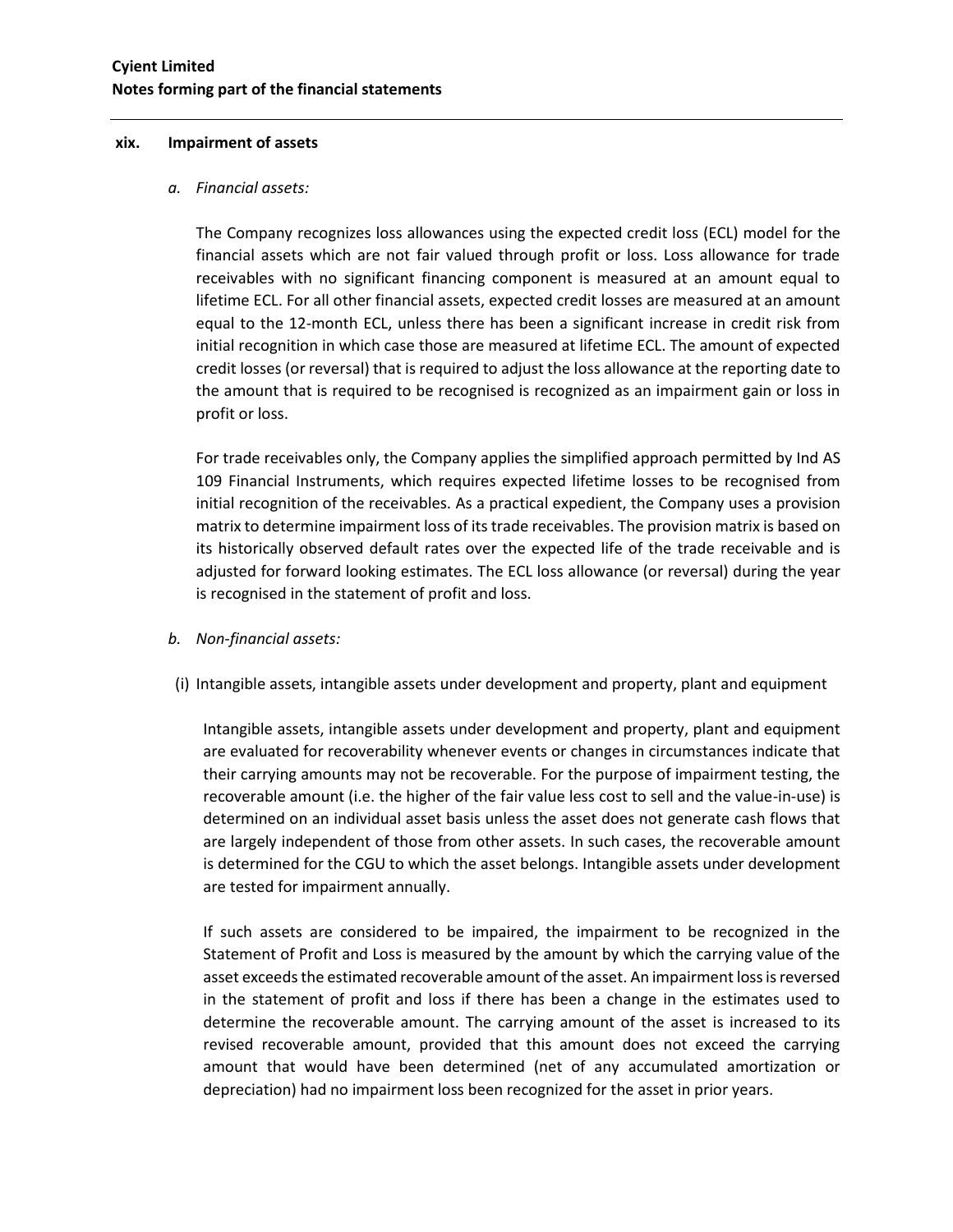### xix. Impairment of assets

*a. Financial assets:*

The Company recognizes loss allowances using the expected credit loss (ECL) model for the financial assets which are not fair valued through profit or loss. Loss allowance for trade receivables with no significant financing component is measured at an amount equal to lifetime ECL. For all other financial assets, expected credit losses are measured at an amount equal to the 12-month ECL, unless there has been a significant increase in credit risk from initial recognition in which case those are measured at lifetime ECL. The amount of expected credit losses (or reversal) that is required to adjust the loss allowance at the reporting date to the amount that is required to be recognised is recognized as an impairment gain or loss in profit or loss.

For trade receivables only, the Company applies the simplified approach permitted by Ind AS 109 Financial Instruments, which requires expected lifetime losses to be recognised from initial recognition of the receivables. As a practical expedient, the Company uses a provision matrix to determine impairment loss of its trade receivables. The provision matrix is based on its historically observed default rates over the expected life of the trade receivable and is adjusted for forward looking estimates. The ECL loss allowance (or reversal) during the year is recognised in the statement of profit and loss.

*b. Non-financial assets:*

(i) Intangible assets, intangible assets under development and property, plant and equipment

Intangible assets, intangible assets under development and property, plant and equipment are evaluated for recoverability whenever events or changes in circumstances indicate that their carrying amounts may not be recoverable. For the purpose of impairment testing, the recoverable amount (i.e. the higher of the fair value less cost to sell and the value-in-use) is determined on an individual asset basis unless the asset does not generate cash flows that are largely independent of those from other assets. In such cases, the recoverable amount is determined for the CGU to which the asset belongs. Intangible assets under development are tested for impairment annually.

If such assets are considered to be impaired, the impairment to be recognized in the Statement of Profit and Loss is measured by the amount by which the carrying value of the asset exceeds the estimated recoverable amount of the asset. An impairment loss is reversed in the statement of profit and loss if there has been a change in the estimates used to determine the recoverable amount. The carrying amount of the asset is increased to its revised recoverable amount, provided that this amount does not exceed the carrying amount that would have been determined (net of any accumulated amortization or depreciation) had no impairment loss been recognized for the asset in prior years.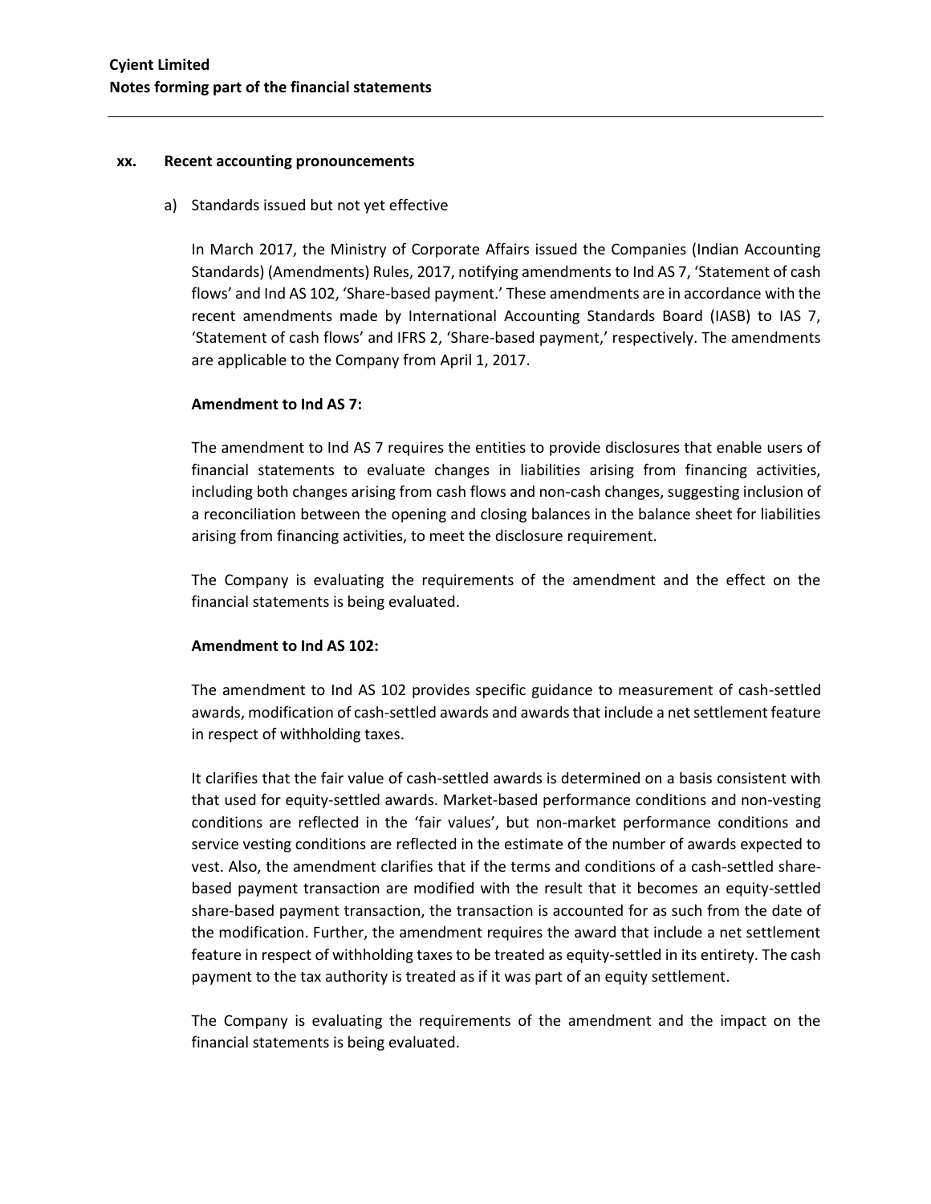**Cyient Limited**
**Notes forming part of the financial statements**

**xx. Recent accounting pronouncements**

a) Standards issued but not yet effective

In March 2017, the Ministry of Corporate Affairs issued the Companies (Indian Accounting Standards) (Amendments) Rules, 2017, notifying amendments to Ind AS 7, 'Statement of cash flows' and Ind AS 102, 'Share-based payment.' These amendments are in accordance with the recent amendments made by International Accounting Standards Board (IASB) to IAS 7, 'Statement of cash flows' and IFRS 2, 'Share-based payment,' respectively. The amendments are applicable to the Company from April 1, 2017.

**Amendment to Ind AS 7:**

The amendment to Ind AS 7 requires the entities to provide disclosures that enable users of financial statements to evaluate changes in liabilities arising from financing activities, including both changes arising from cash flows and non-cash changes, suggesting inclusion of a reconciliation between the opening and closing balances in the balance sheet for liabilities arising from financing activities, to meet the disclosure requirement.

The Company is evaluating the requirements of the amendment and the effect on the financial statements is being evaluated.

**Amendment to Ind AS 102:**

The amendment to Ind AS 102 provides specific guidance to measurement of cash-settled awards, modification of cash-settled awards and awards that include a net settlement feature in respect of withholding taxes.

It clarifies that the fair value of cash-settled awards is determined on a basis consistent with that used for equity-settled awards. Market-based performance conditions and non-vesting conditions are reflected in the 'fair values', but non-market performance conditions and service vesting conditions are reflected in the estimate of the number of awards expected to vest. Also, the amendment clarifies that if the terms and conditions of a cash-settled share-based payment transaction are modified with the result that it becomes an equity-settled share-based payment transaction, the transaction is accounted for as such from the date of the modification. Further, the amendment requires the award that include a net settlement feature in respect of withholding taxes to be treated as equity-settled in its entirety. The cash payment to the tax authority is treated as if it was part of an equity settlement.

The Company is evaluating the requirements of the amendment and the impact on the financial statements is being evaluated.